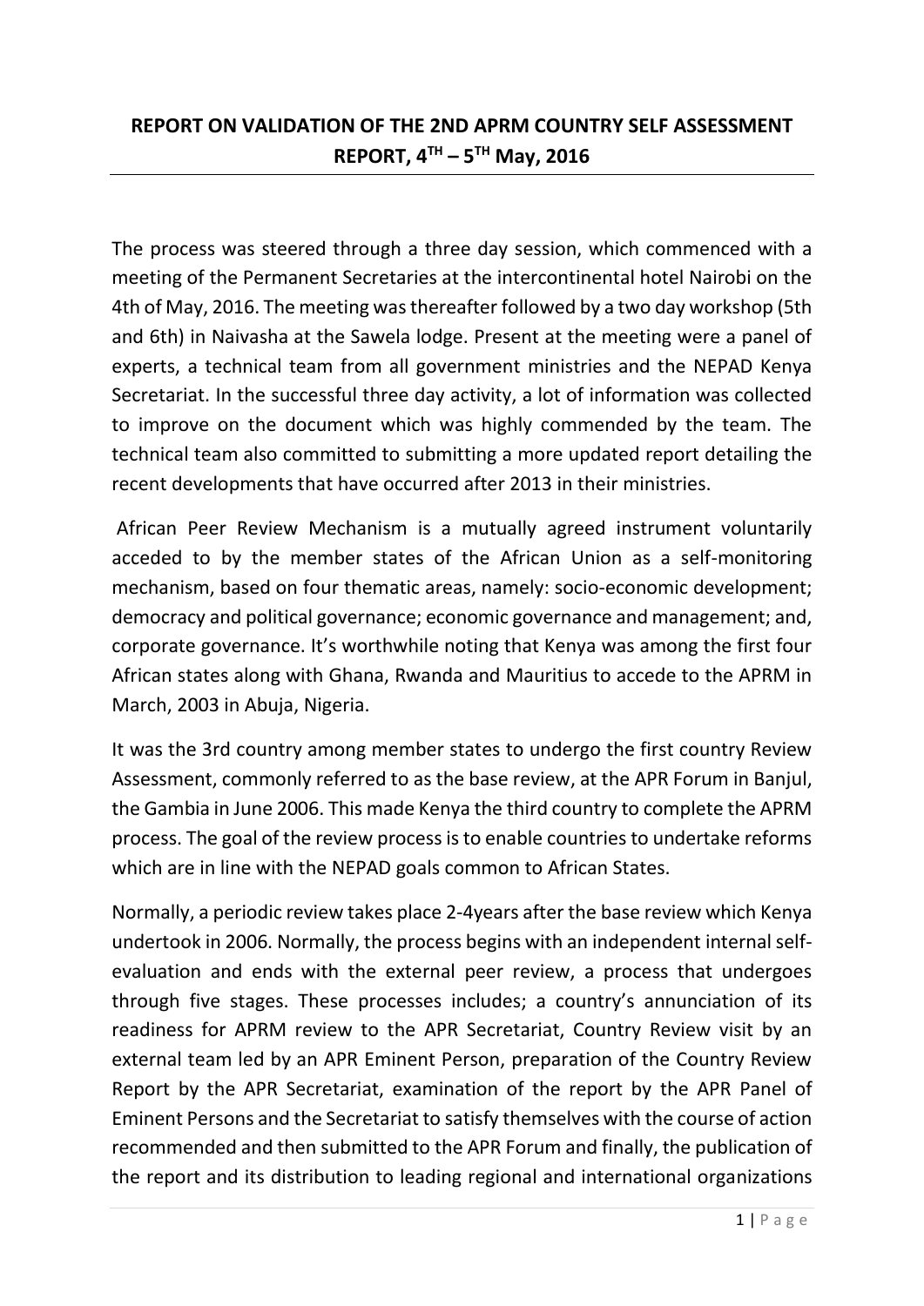**REPORT ON VALIDATION OF THE 2ND APRM COUNTRY SELF ASSESSMENT REPORT, 4TH – 5TH May, 2016**

---

The process was steered through a three day session, which commenced with a meeting of the Permanent Secretaries at the intercontinental hotel Nairobi on the 4th of May, 2016. The meeting was thereafter followed by a two day workshop (5th and 6th) in Naivasha at the Sawela lodge. Present at the meeting were a panel of experts, a technical team from all government ministries and the NEPAD Kenya Secretariat. In the successful three day activity, a lot of information was collected to improve on the document which was highly commended by the team. The technical team also committed to submitting a more updated report detailing the recent developments that have occurred after 2013 in their ministries.

African Peer Review Mechanism is a mutually agreed instrument voluntarily acceded to by the member states of the African Union as a self-monitoring mechanism, based on four thematic areas, namely: socio-economic development; democracy and political governance; economic governance and management; and, corporate governance. It's worthwhile noting that Kenya was among the first four African states along with Ghana, Rwanda and Mauritius to accede to the APRM in March, 2003 in Abuja, Nigeria.

It was the 3rd country among member states to undergo the first country Review Assessment, commonly referred to as the base review, at the APR Forum in Banjul, the Gambia in June 2006. This made Kenya the third country to complete the APRM process. The goal of the review process is to enable countries to undertake reforms which are in line with the NEPAD goals common to African States.

Normally, a periodic review takes place 2-4years after the base review which Kenya undertook in 2006. Normally, the process begins with an independent internal self-evaluation and ends with the external peer review, a process that undergoes through five stages. These processes includes; a country's annunciation of its readiness for APRM review to the APR Secretariat, Country Review visit by an external team led by an APR Eminent Person, preparation of the Country Review Report by the APR Secretariat, examination of the report by the APR Panel of Eminent Persons and the Secretariat to satisfy themselves with the course of action recommended and then submitted to the APR Forum and finally, the publication of the report and its distribution to leading regional and international organizations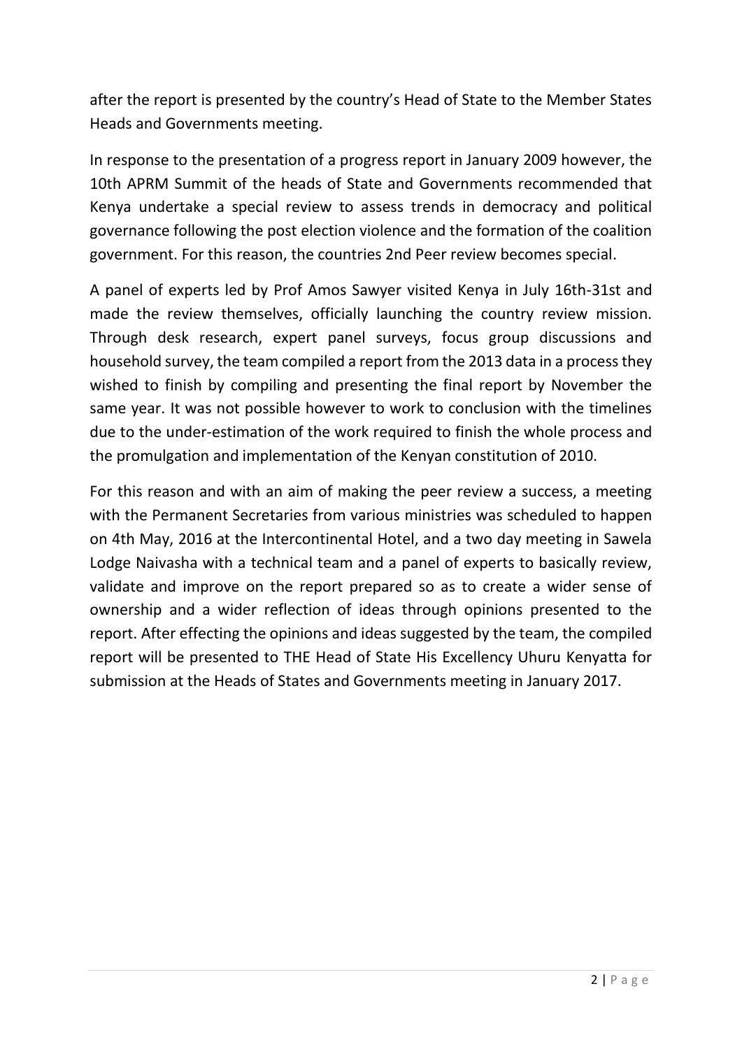after the report is presented by the country's Head of State to the Member States Heads and Governments meeting.

In response to the presentation of a progress report in January 2009 however, the 10th APRM Summit of the heads of State and Governments recommended that Kenya undertake a special review to assess trends in democracy and political governance following the post election violence and the formation of the coalition government. For this reason, the countries 2nd Peer review becomes special.

A panel of experts led by Prof Amos Sawyer visited Kenya in July 16th-31st and made the review themselves, officially launching the country review mission. Through desk research, expert panel surveys, focus group discussions and household survey, the team compiled a report from the 2013 data in a process they wished to finish by compiling and presenting the final report by November the same year. It was not possible however to work to conclusion with the timelines due to the under-estimation of the work required to finish the whole process and the promulgation and implementation of the Kenyan constitution of 2010.

For this reason and with an aim of making the peer review a success, a meeting with the Permanent Secretaries from various ministries was scheduled to happen on 4th May, 2016 at the Intercontinental Hotel, and a two day meeting in Sawela Lodge Naivasha with a technical team and a panel of experts to basically review, validate and improve on the report prepared so as to create a wider sense of ownership and a wider reflection of ideas through opinions presented to the report. After effecting the opinions and ideas suggested by the team, the compiled report will be presented to THE Head of State His Excellency Uhuru Kenyatta for submission at the Heads of States and Governments meeting in January 2017.